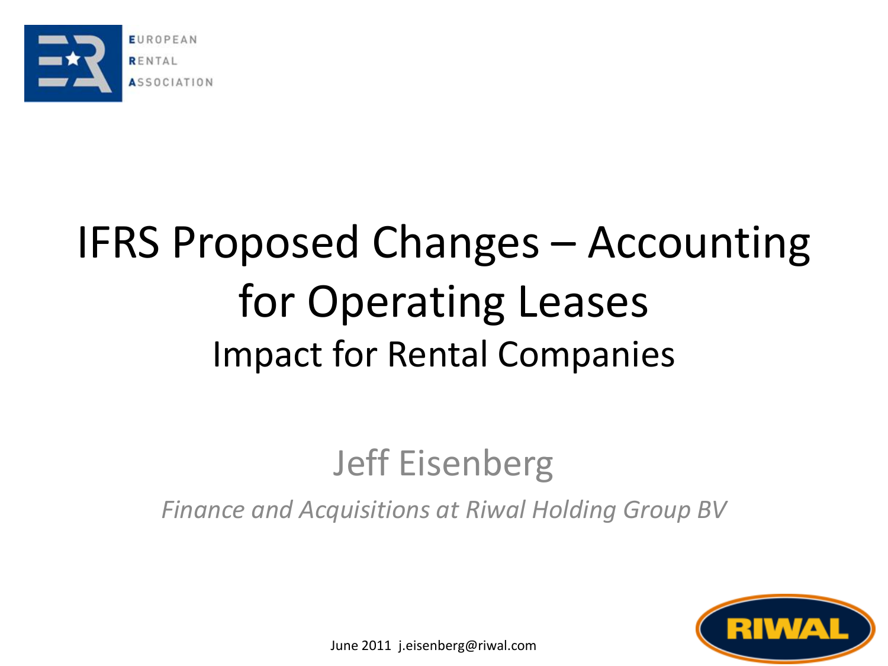EUROPEAN
RENTAL
ASSOCIATION

# IFRS Proposed Changes – Accounting for Operating Leases

## Impact for Rental Companies

Jeff Eisenberg

*Finance and Acquisitions at Riwal Holding Group BV*

June 2011 j.eisenberg@riwal.com

RIWAL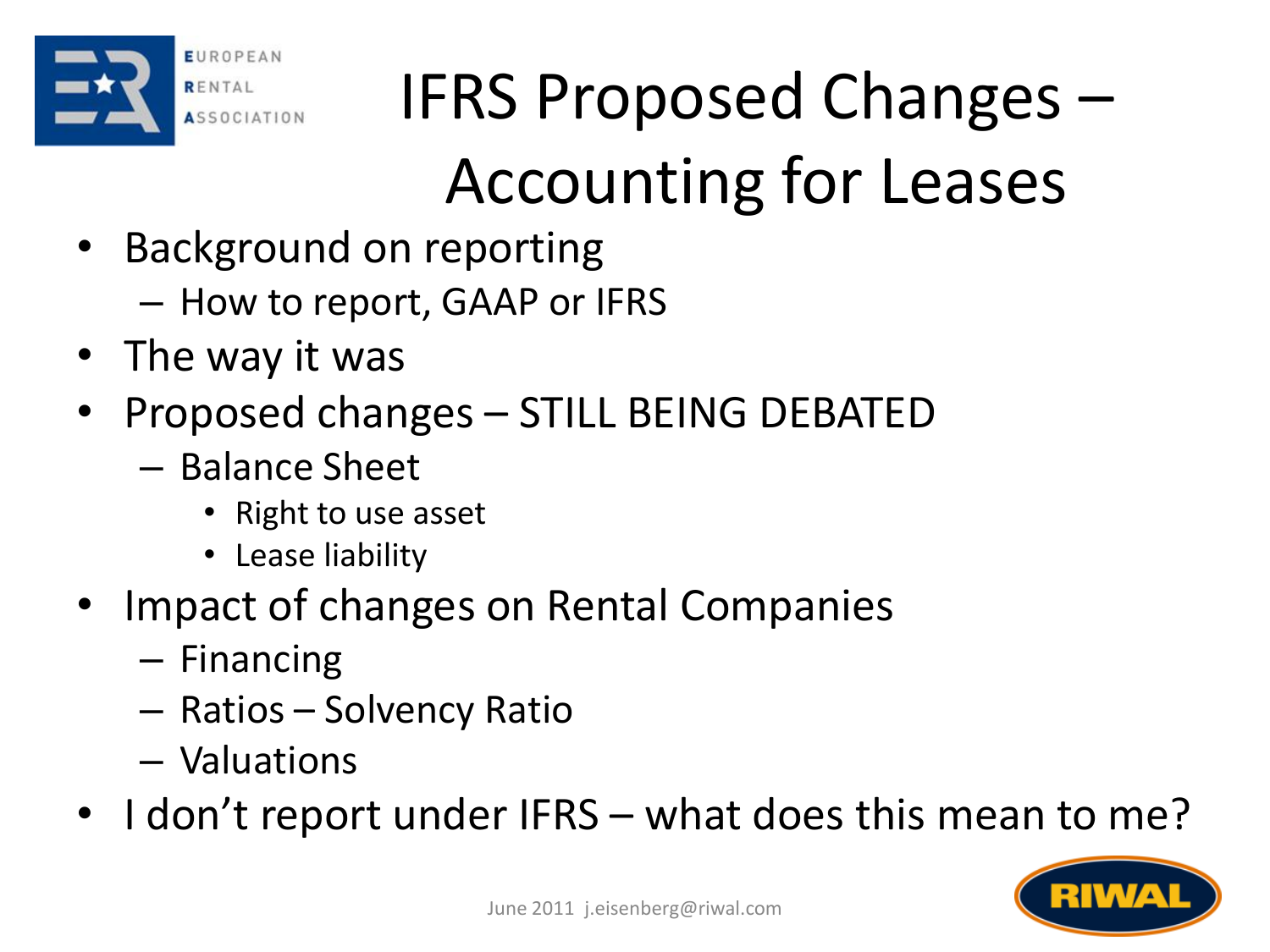# IFRS Proposed Changes – Accounting for Leases

- Background on reporting
  - How to report, GAAP or IFRS
- The way it was
- Proposed changes – STILL BEING DEBATED
  - Balance Sheet
    - Right to use asset
    - Lease liability
- Impact of changes on Rental Companies
  - Financing
  - Ratios – Solvency Ratio
  - Valuations
- I don't report under IFRS – what does this mean to me?

June 2011 j.eisenberg@riwal.com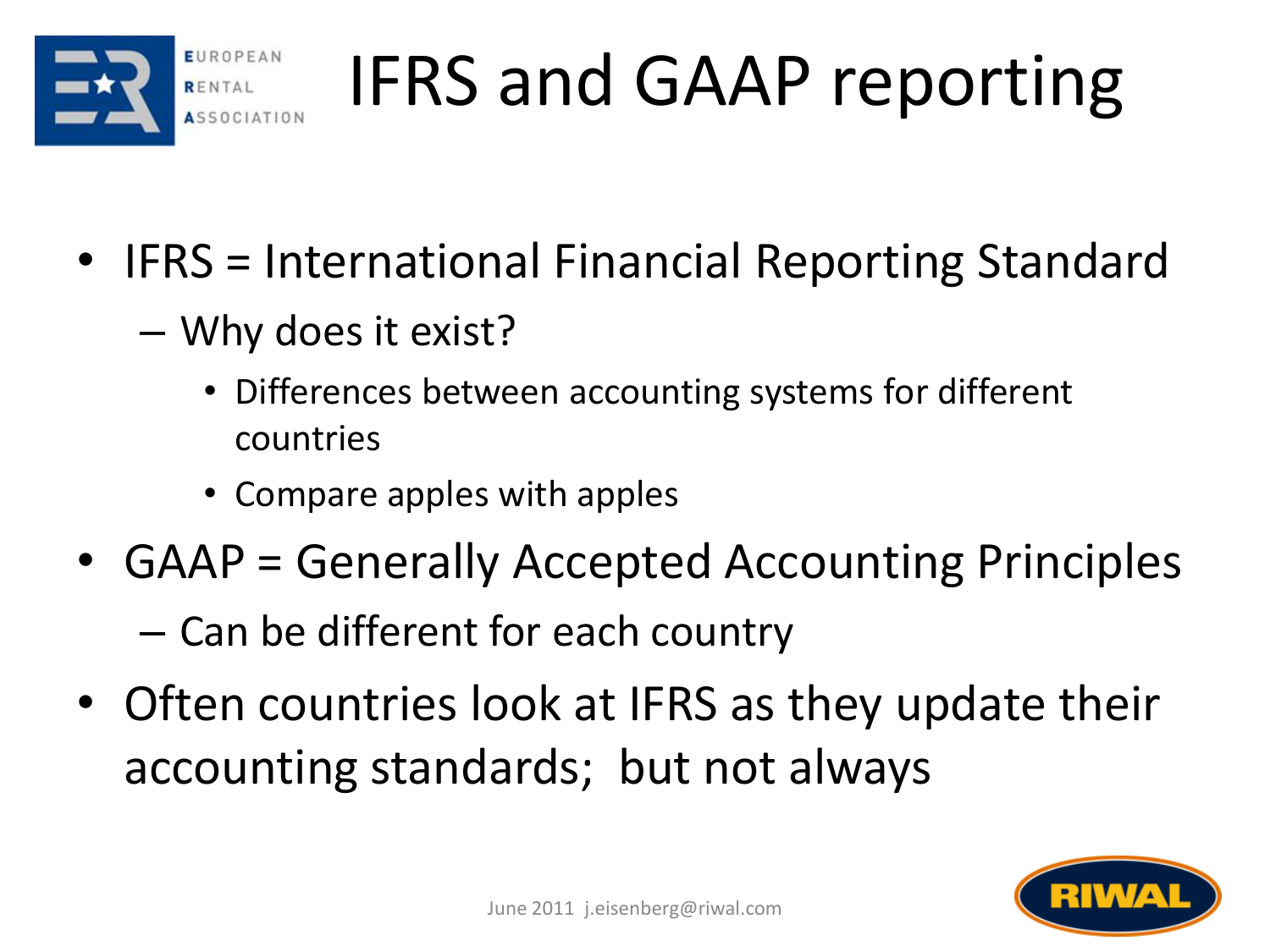# IFRS and GAAP reporting

- IFRS = International Financial Reporting Standard
  - Why does it exist?
    - Differences between accounting systems for different countries
    - Compare apples with apples
- GAAP = Generally Accepted Accounting Principles
  - Can be different for each country
- Often countries look at IFRS as they update their accounting standards; but not always

June 2011 j.eisenberg@riwal.com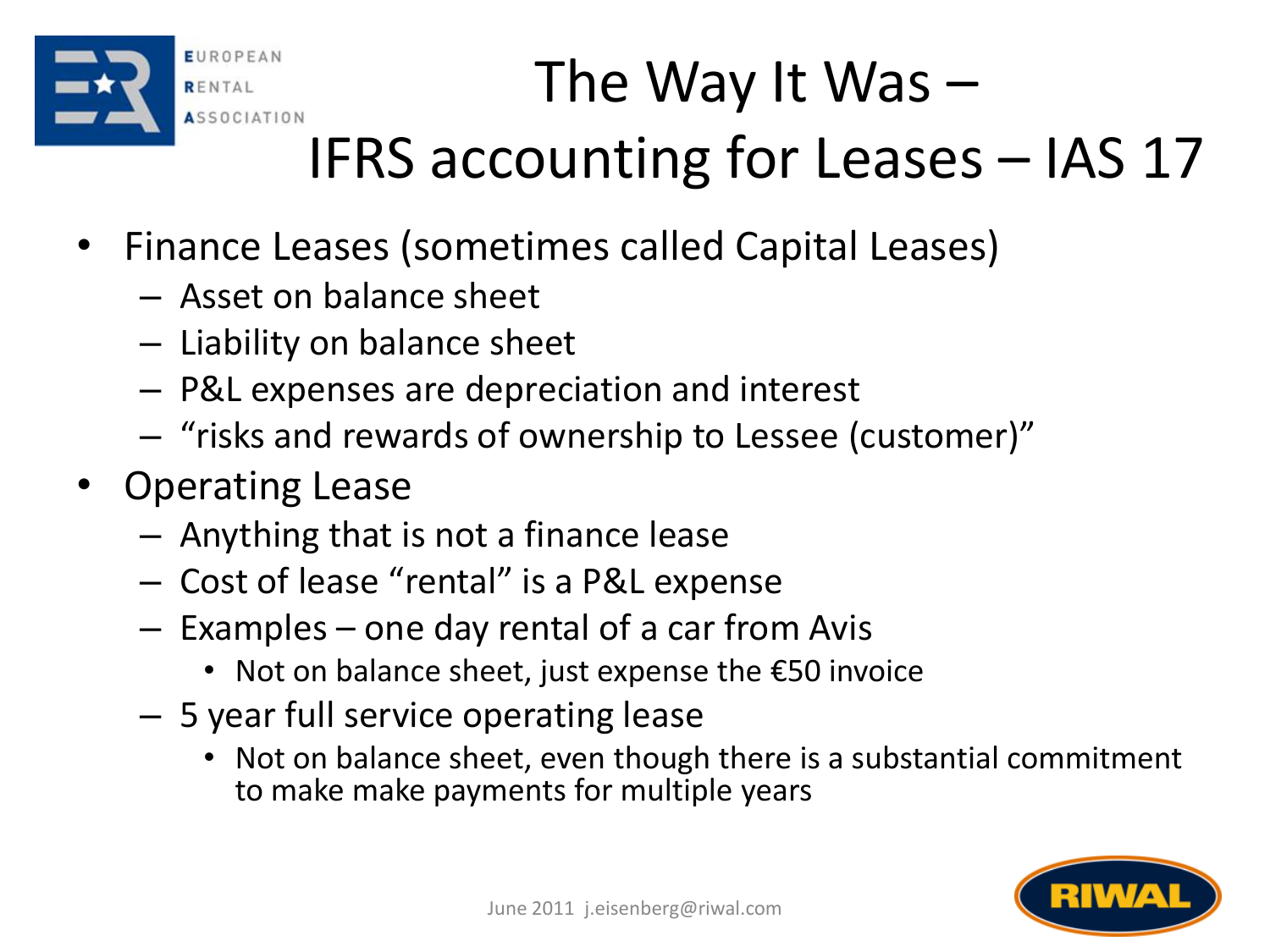# The Way It Was – IFRS accounting for Leases – IAS 17

- Finance Leases (sometimes called Capital Leases)
  - Asset on balance sheet
  - Liability on balance sheet
  - P&L expenses are depreciation and interest
  - "risks and rewards of ownership to Lessee (customer)"
- Operating Lease
  - Anything that is not a finance lease
  - Cost of lease "rental" is a P&L expense
  - Examples – one day rental of a car from Avis
    - Not on balance sheet, just expense the €50 invoice
  - 5 year full service operating lease
    - Not on balance sheet, even though there is a substantial commitment to make make payments for multiple years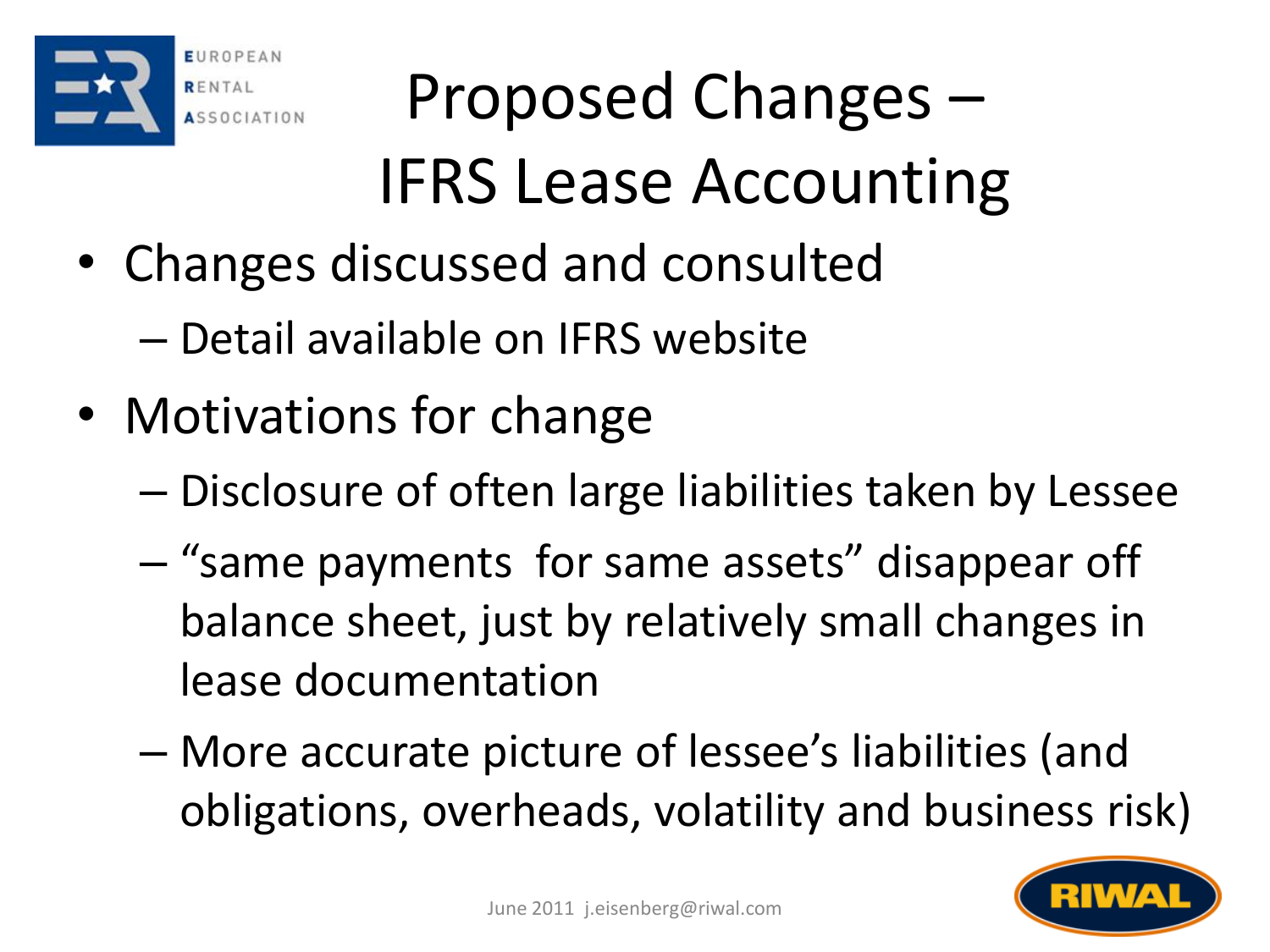# Proposed Changes – IFRS Lease Accounting

- Changes discussed and consulted
  - Detail available on IFRS website
- Motivations for change
  - Disclosure of often large liabilities taken by Lessee
  - "same payments for same assets" disappear off balance sheet, just by relatively small changes in lease documentation
  - More accurate picture of lessee's liabilities (and obligations, overheads, volatility and business risk)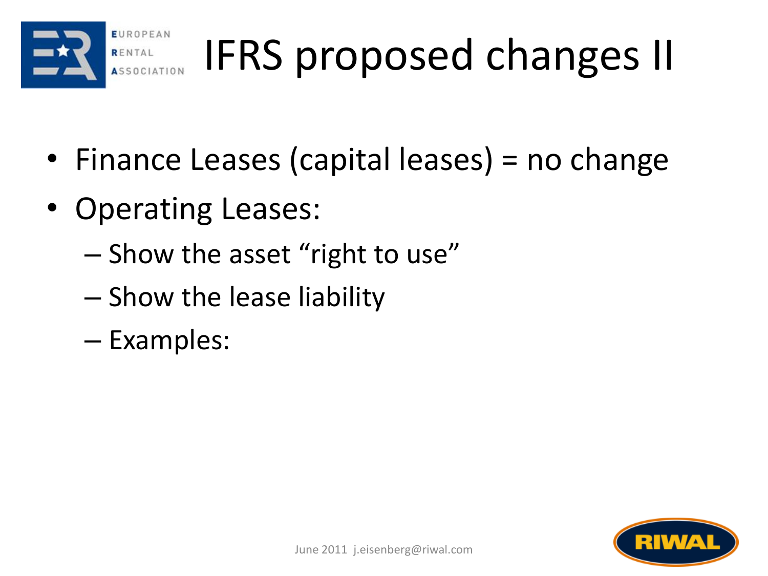# IFRS proposed changes II

- Finance Leases (capital leases) = no change
- Operating Leases:
  - Show the asset "right to use"
  - Show the lease liability
  - Examples: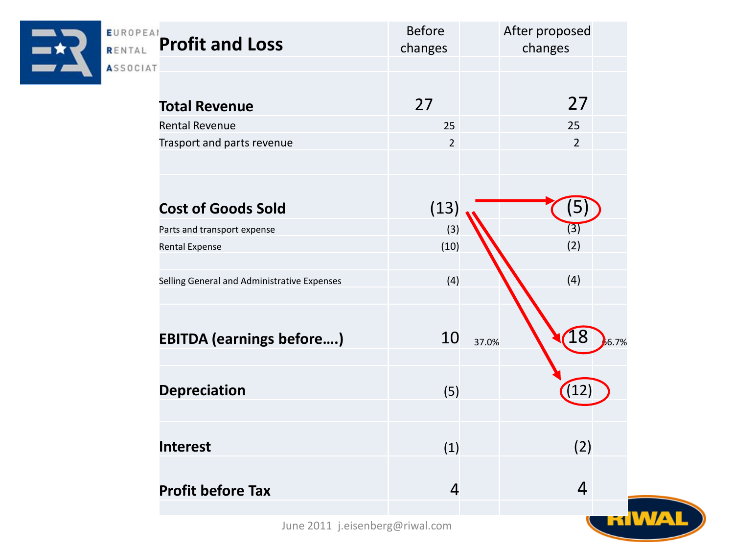| Profit and Loss | Before changes | | After proposed changes | |
|---|---|---|---|---|
| **Total Revenue** | 27 | | 27 | |
| Rental Revenue | 25 | | 25 | |
| Trasport and parts revenue | 2 | | 2 | |
| **Cost of Goods Sold** | (13) | | (5) | |
| Parts and transport expense | (3) | | (3) | |
| Rental Expense | (10) | | (2) | |
| Selling General and Administrative Expenses | (4) | | (4) | |
| **EBITDA (earnings before….)** | 10 | 37.0% | 18 | 66.7% |
| **Depreciation** | (5) | | (12) | |
| **Interest** | (1) | | (2) | |
| **Profit before Tax** | 4 | | 4 | |

June 2011 j.eisenberg@riwal.com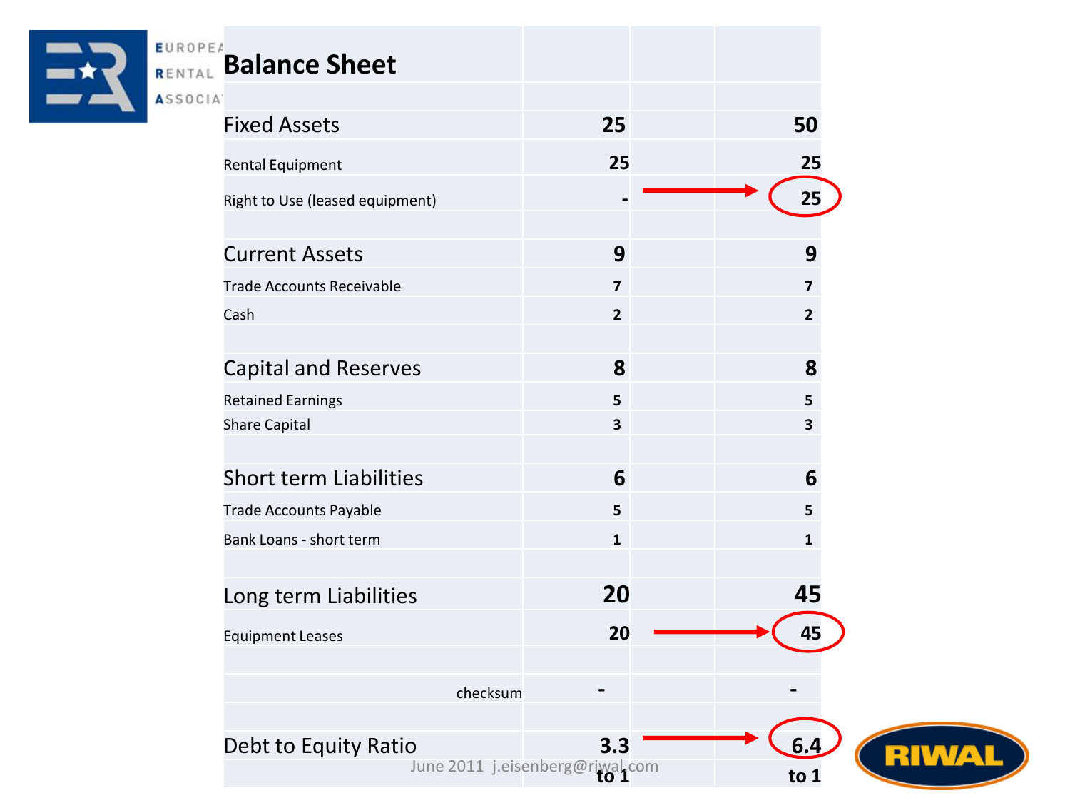# Balance Sheet

| | | | |
|---|---|---|---|
| **Fixed Assets** | **25** | | **50** |
| Rental Equipment | **25** | | **25** |
| Right to Use (leased equipment) | **-** | | **25** |
| | | | |
| **Current Assets** | **9** | | **9** |
| Trade Accounts Receivable | **7** | | **7** |
| Cash | **2** | | **2** |
| | | | |
| **Capital and Reserves** | **8** | | **8** |
| Retained Earnings | **5** | | **5** |
| Share Capital | **3** | | **3** |
| | | | |
| **Short term Liabilities** | **6** | | **6** |
| Trade Accounts Payable | **5** | | **5** |
| Bank Loans - short term | **1** | | **1** |
| | | | |
| **Long term Liabilities** | **20** | | **45** |
| Equipment Leases | **20** | | **45** |
| | | | |
| checksum | **-** | | **-** |
| | | | |
| **Debt to Equity Ratio** | **3.3 to 1** | | **6.4 to 1** |

June 2011 j.eisenberg@riwal.com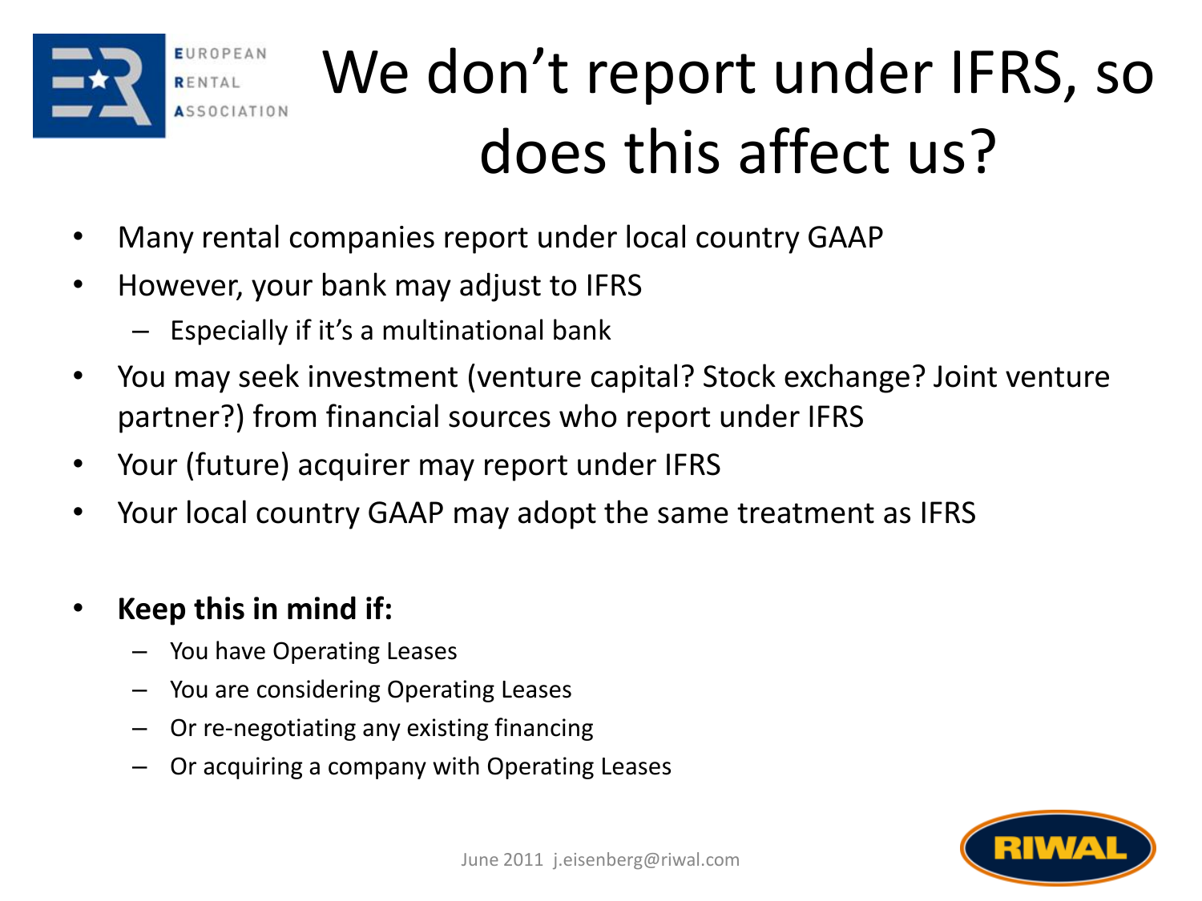# We don't report under IFRS, so does this affect us?

- Many rental companies report under local country GAAP
- However, your bank may adjust to IFRS
  - Especially if it's a multinational bank
- You may seek investment (venture capital? Stock exchange? Joint venture partner?) from financial sources who report under IFRS
- Your (future) acquirer may report under IFRS
- Your local country GAAP may adopt the same treatment as IFRS

- **Keep this in mind if:**
  - You have Operating Leases
  - You are considering Operating Leases
  - Or re-negotiating any existing financing
  - Or acquiring a company with Operating Leases

June 2011 j.eisenberg@riwal.com